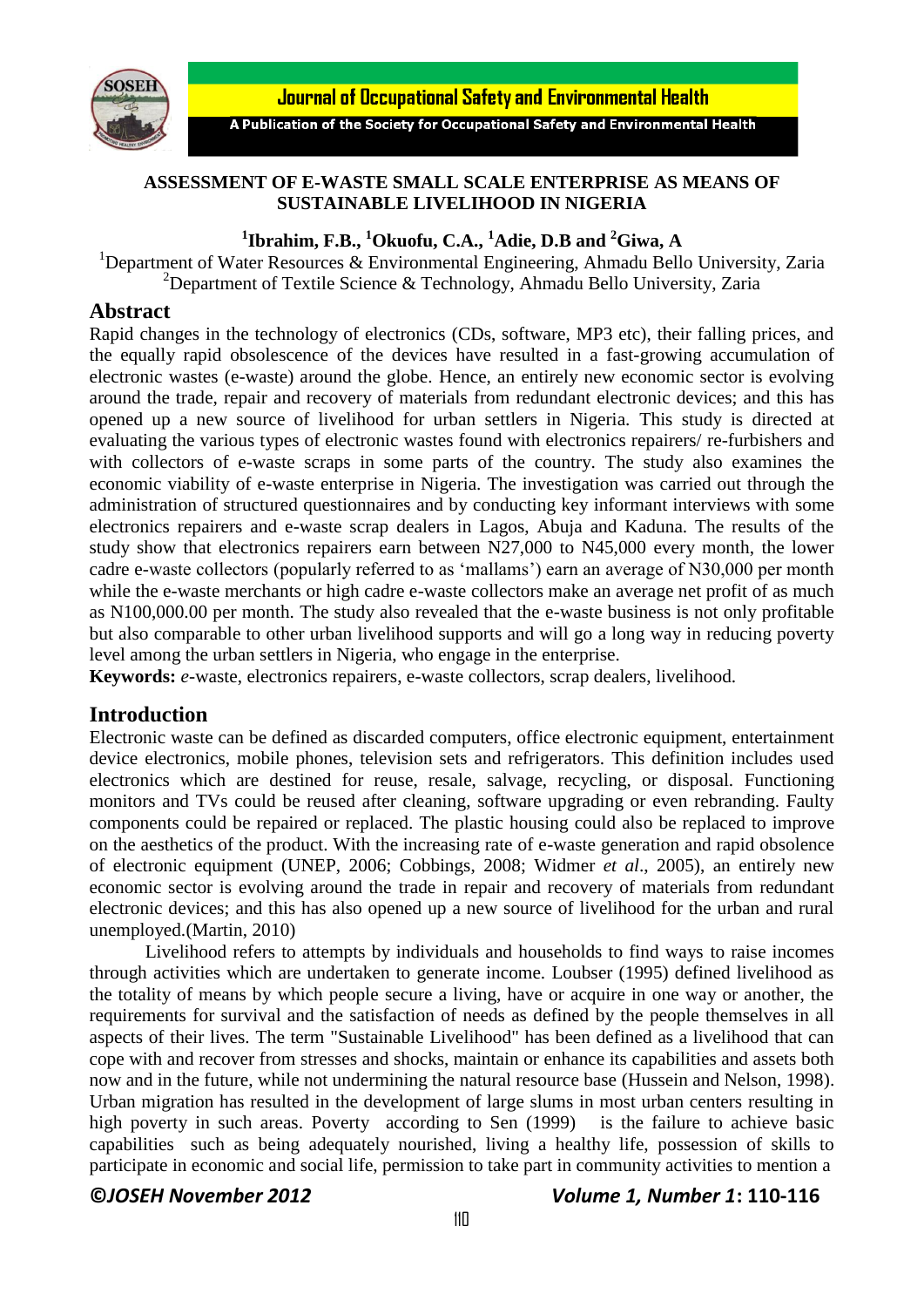# ASSESSMENT OF E-WASTE SMALL SCALE ENTERPRISE AS MEANS OF SUSTAINABLE LIVELIHOOD IN NIGERIA

**[1]Ibrahim, F.B., [1]Okuofu, C.A., [1]Adie, D.B and [2]Giwa, A**

[1]Department of Water Resources & Environmental Engineering, Ahmadu Bello University, Zaria
[2]Department of Textile Science & Technology, Ahmadu Bello University, Zaria

## Abstract

Rapid changes in the technology of electronics (CDs, software, MP3 etc), their falling prices, and the equally rapid obsolescence of the devices have resulted in a fast-growing accumulation of electronic wastes (e-waste) around the globe. Hence, an entirely new economic sector is evolving around the trade, repair and recovery of materials from redundant electronic devices; and this has opened up a new source of livelihood for urban settlers in Nigeria. This study is directed at evaluating the various types of electronic wastes found with electronics repairers/ re-furbishers and with collectors of e-waste scraps in some parts of the country. The study also examines the economic viability of e-waste enterprise in Nigeria. The investigation was carried out through the administration of structured questionnaires and by conducting key informant interviews with some electronics repairers and e-waste scrap dealers in Lagos, Abuja and Kaduna. The results of the study show that electronics repairers earn between N27,000 to N45,000 every month, the lower cadre e-waste collectors (popularly referred to as 'mallams') earn an average of N30,000 per month while the e-waste merchants or high cadre e-waste collectors make an average net profit of as much as N100,000.00 per month. The study also revealed that the e-waste business is not only profitable but also comparable to other urban livelihood supports and will go a long way in reducing poverty level among the urban settlers in Nigeria, who engage in the enterprise.

**Keywords:** *e*-waste, electronics repairers, e-waste collectors, scrap dealers, livelihood.

## Introduction

Electronic waste can be defined as discarded computers, office electronic equipment, entertainment device electronics, mobile phones, television sets and refrigerators. This definition includes used electronics which are destined for reuse, resale, salvage, recycling, or disposal. Functioning monitors and TVs could be reused after cleaning, software upgrading or even rebranding. Faulty components could be repaired or replaced. The plastic housing could also be replaced to improve on the aesthetics of the product. With the increasing rate of e-waste generation and rapid obsolence of electronic equipment (UNEP, 2006; Cobbings, 2008; Widmer *et al*., 2005), an entirely new economic sector is evolving around the trade in repair and recovery of materials from redundant electronic devices; and this has also opened up a new source of livelihood for the urban and rural unemployed.(Martin, 2010)

Livelihood refers to attempts by individuals and households to find ways to raise incomes through activities which are undertaken to generate income. Loubser (1995) defined livelihood as the totality of means by which people secure a living, have or acquire in one way or another, the requirements for survival and the satisfaction of needs as defined by the people themselves in all aspects of their lives. The term "Sustainable Livelihood" has been defined as a livelihood that can cope with and recover from stresses and shocks, maintain or enhance its capabilities and assets both now and in the future, while not undermining the natural resource base (Hussein and Nelson, 1998). Urban migration has resulted in the development of large slums in most urban centers resulting in high poverty in such areas. Poverty according to Sen (1999) is the failure to achieve basic capabilities such as being adequately nourished, living a healthy life, possession of skills to participate in economic and social life, permission to take part in community activities to mention a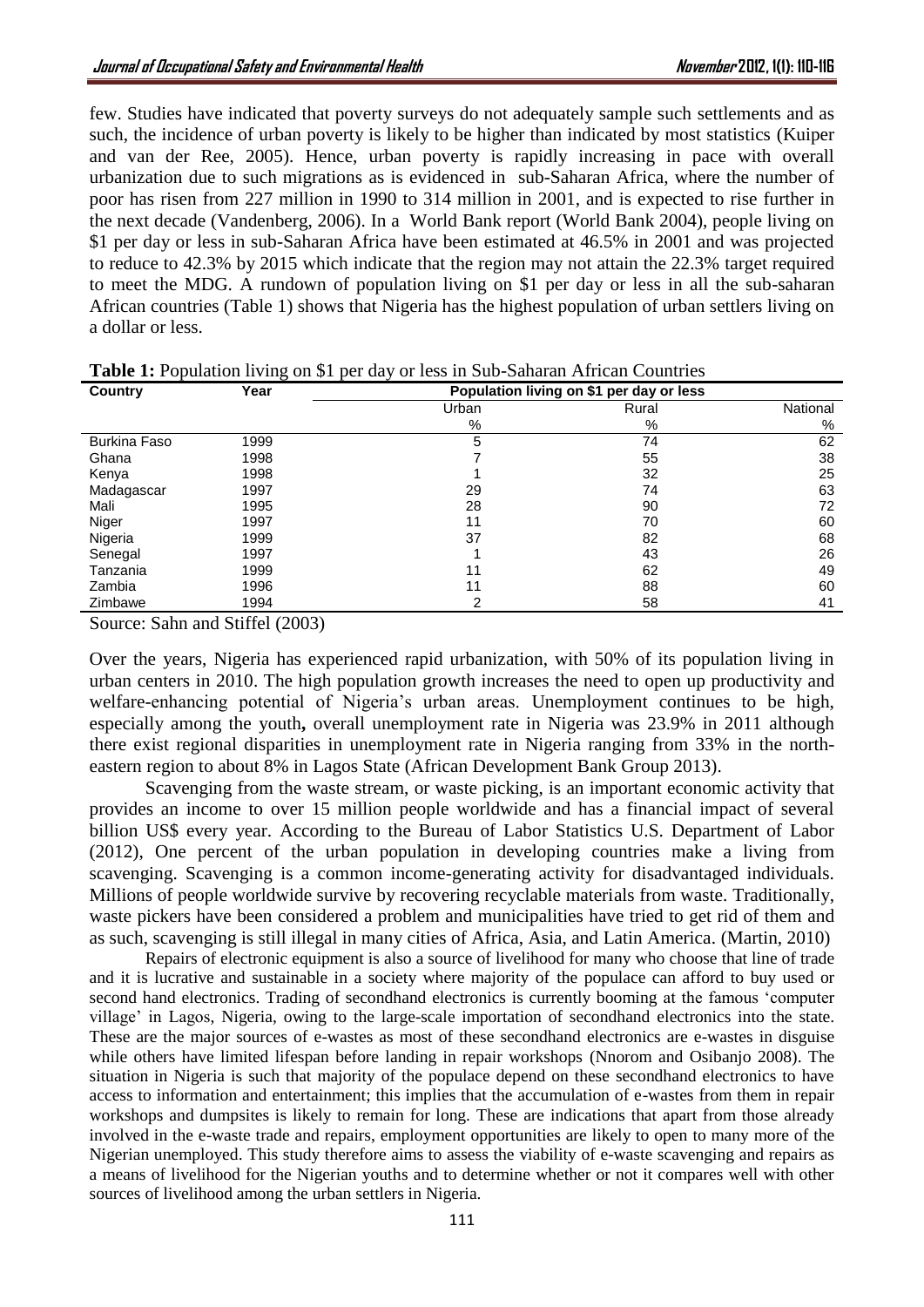few. Studies have indicated that poverty surveys do not adequately sample such settlements and as such, the incidence of urban poverty is likely to be higher than indicated by most statistics (Kuiper and van der Ree, 2005). Hence, urban poverty is rapidly increasing in pace with overall urbanization due to such migrations as is evidenced in sub-Saharan Africa, where the number of poor has risen from 227 million in 1990 to 314 million in 2001, and is expected to rise further in the next decade (Vandenberg, 2006). In a World Bank report (World Bank 2004), people living on \$1 per day or less in sub-Saharan Africa have been estimated at 46.5% in 2001 and was projected to reduce to 42.3% by 2015 which indicate that the region may not attain the 22.3% target required to meet the MDG. A rundown of population living on \$1 per day or less in all the sub-saharan African countries (Table 1) shows that Nigeria has the highest population of urban settlers living on a dollar or less.

**Table 1:** Population living on \$1 per day or less in Sub-Saharan African Countries

| Country | Year | Population living on \$1 per day or less | | |
|---|---|---|---|---|
| | | Urban % | Rural % | National % |
| Burkina Faso | 1999 | 5 | 74 | 62 |
| Ghana | 1998 | 7 | 55 | 38 |
| Kenya | 1998 | 1 | 32 | 25 |
| Madagascar | 1997 | 29 | 74 | 63 |
| Mali | 1995 | 28 | 90 | 72 |
| Niger | 1997 | 11 | 70 | 60 |
| Nigeria | 1999 | 37 | 82 | 68 |
| Senegal | 1997 | 1 | 43 | 26 |
| Tanzania | 1999 | 11 | 62 | 49 |
| Zambia | 1996 | 11 | 88 | 60 |
| Zimbawe | 1994 | 2 | 58 | 41 |

Source: Sahn and Stiffel (2003)

Over the years, Nigeria has experienced rapid urbanization, with 50% of its population living in urban centers in 2010. The high population growth increases the need to open up productivity and welfare-enhancing potential of Nigeria's urban areas. Unemployment continues to be high, especially among the youth**,** overall unemployment rate in Nigeria was 23.9% in 2011 although there exist regional disparities in unemployment rate in Nigeria ranging from 33% in the north-eastern region to about 8% in Lagos State (African Development Bank Group 2013).

Scavenging from the waste stream, or waste picking, is an important economic activity that provides an income to over 15 million people worldwide and has a financial impact of several billion US\$ every year. According to the Bureau of Labor Statistics U.S. Department of Labor (2012), One percent of the urban population in developing countries make a living from scavenging. Scavenging is a common income-generating activity for disadvantaged individuals. Millions of people worldwide survive by recovering recyclable materials from waste. Traditionally, waste pickers have been considered a problem and municipalities have tried to get rid of them and as such, scavenging is still illegal in many cities of Africa, Asia, and Latin America. (Martin, 2010)

Repairs of electronic equipment is also a source of livelihood for many who choose that line of trade and it is lucrative and sustainable in a society where majority of the populace can afford to buy used or second hand electronics. Trading of secondhand electronics is currently booming at the famous 'computer village' in Lagos, Nigeria, owing to the large-scale importation of secondhand electronics into the state. These are the major sources of e-wastes as most of these secondhand electronics are e-wastes in disguise while others have limited lifespan before landing in repair workshops (Nnorom and Osibanjo 2008). The situation in Nigeria is such that majority of the populace depend on these secondhand electronics to have access to information and entertainment; this implies that the accumulation of e-wastes from them in repair workshops and dumpsites is likely to remain for long. These are indications that apart from those already involved in the e-waste trade and repairs, employment opportunities are likely to open to many more of the Nigerian unemployed. This study therefore aims to assess the viability of e-waste scavenging and repairs as a means of livelihood for the Nigerian youths and to determine whether or not it compares well with other sources of livelihood among the urban settlers in Nigeria.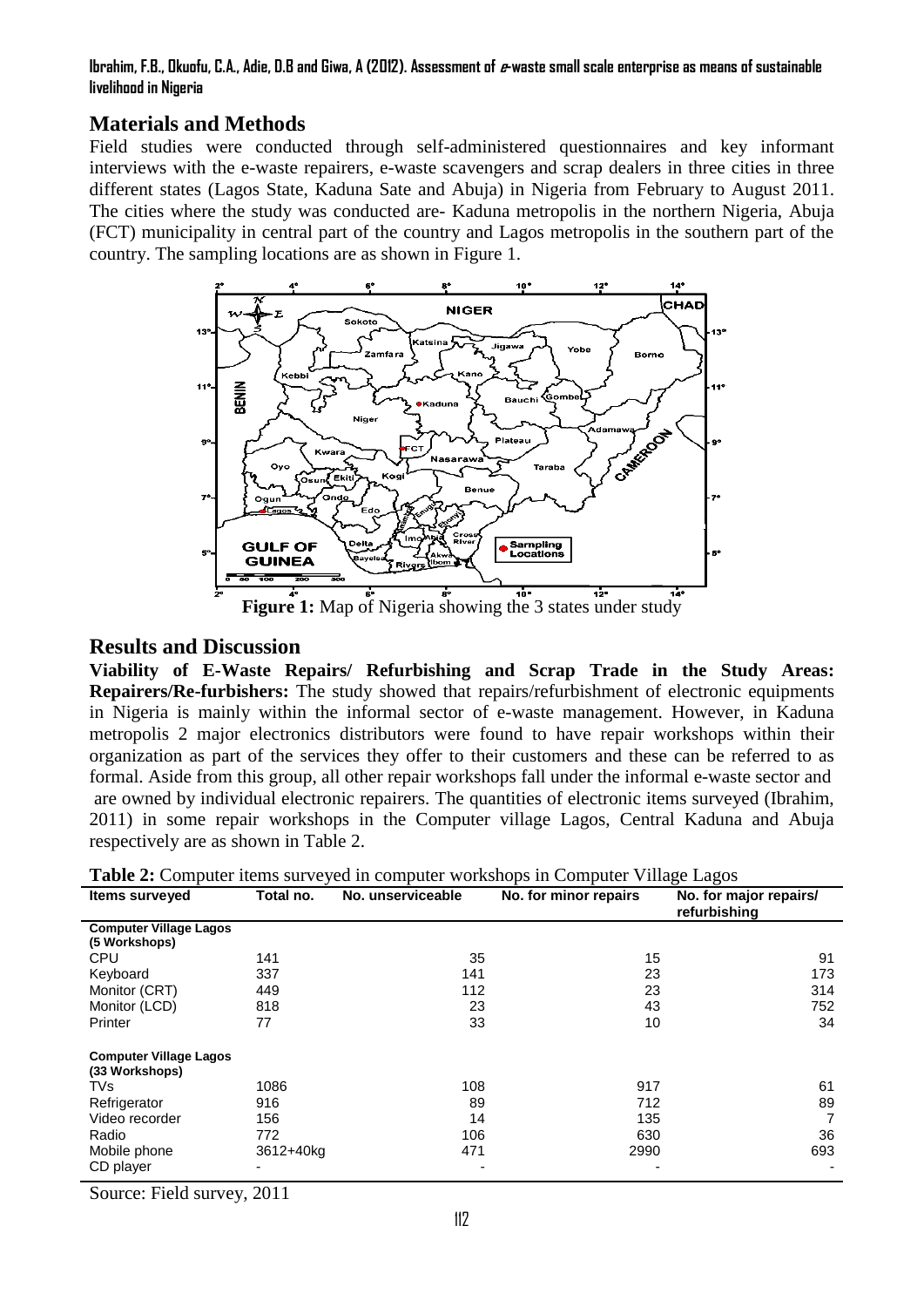## Materials and Methods

Field studies were conducted through self-administered questionnaires and key informant interviews with the e-waste repairers, e-waste scavengers and scrap dealers in three cities in three different states (Lagos State, Kaduna Sate and Abuja) in Nigeria from February to August 2011. The cities where the study was conducted are- Kaduna metropolis in the northern Nigeria, Abuja (FCT) municipality in central part of the country and Lagos metropolis in the southern part of the country. The sampling locations are as shown in Figure 1.

**Figure 1:** Map of Nigeria showing the 3 states under study

## Results and Discussion

**Viability of E-Waste Repairs/ Refurbishing and Scrap Trade in the Study Areas: Repairers/Re-furbishers:** The study showed that repairs/refurbishment of electronic equipments in Nigeria is mainly within the informal sector of e-waste management. However, in Kaduna metropolis 2 major electronics distributors were found to have repair workshops within their organization as part of the services they offer to their customers and these can be referred to as formal. Aside from this group, all other repair workshops fall under the informal e-waste sector and are owned by individual electronic repairers. The quantities of electronic items surveyed (Ibrahim, 2011) in some repair workshops in the Computer village Lagos, Central Kaduna and Abuja respectively are as shown in Table 2.

**Table 2:** Computer items surveyed in computer workshops in Computer Village Lagos

| Items surveyed | Total no. | No. unserviceable | No. for minor repairs | No. for major repairs/ refurbishing |
|---|---|---|---|---|
| **Computer Village Lagos (5 Workshops)** | | | | |
| CPU | 141 | 35 | 15 | 91 |
| Keyboard | 337 | 141 | 23 | 173 |
| Monitor (CRT) | 449 | 112 | 23 | 314 |
| Monitor (LCD) | 818 | 23 | 43 | 752 |
| Printer | 77 | 33 | 10 | 34 |
| **Computer Village Lagos (33 Workshops)** | | | | |
| TVs | 1086 | 108 | 917 | 61 |
| Refrigerator | 916 | 89 | 712 | 89 |
| Video recorder | 156 | 14 | 135 | 7 |
| Radio | 772 | 106 | 630 | 36 |
| Mobile phone | 3612+40kg | 471 | 2990 | 693 |
| CD player | - | - | - | - |

Source: Field survey, 2011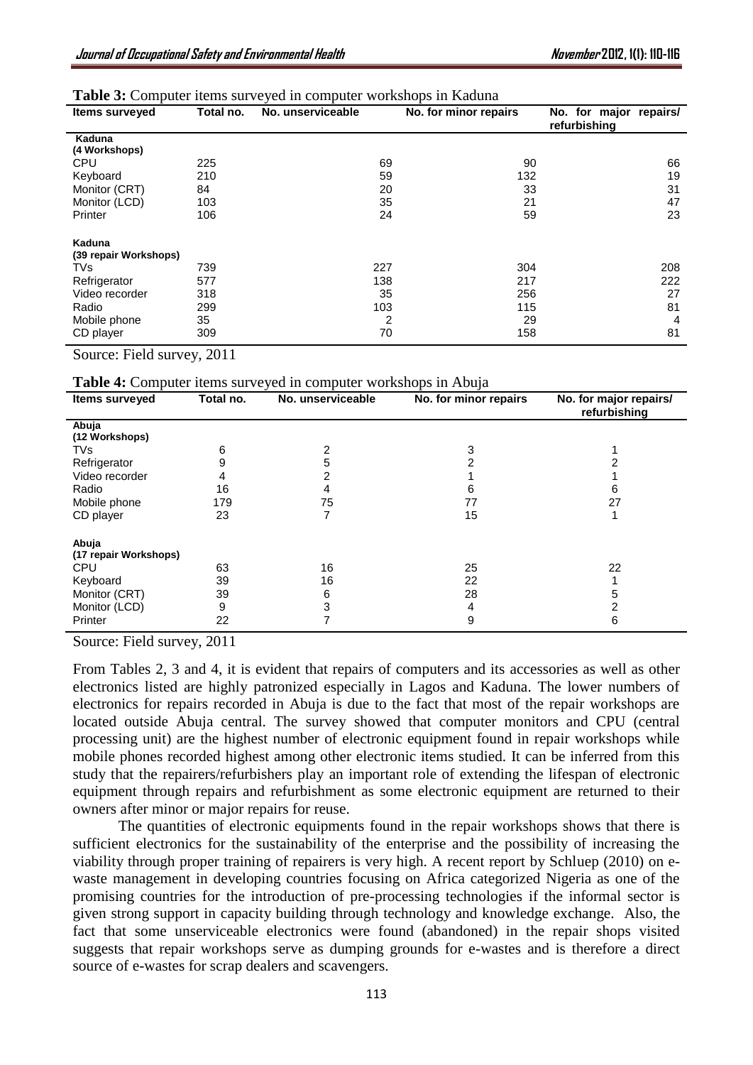**Table 3:** Computer items surveyed in computer workshops in Kaduna

| Items surveyed | Total no. | No. unserviceable | No. for minor repairs | No. for major repairs/ refurbishing |
|---|---|---|---|---|
| **Kaduna (4 Workshops)** | | | | |
| CPU | 225 | 69 | 90 | 66 |
| Keyboard | 210 | 59 | 132 | 19 |
| Monitor (CRT) | 84 | 20 | 33 | 31 |
| Monitor (LCD) | 103 | 35 | 21 | 47 |
| Printer | 106 | 24 | 59 | 23 |
| **Kaduna (39 repair Workshops)** | | | | |
| TVs | 739 | 227 | 304 | 208 |
| Refrigerator | 577 | 138 | 217 | 222 |
| Video recorder | 318 | 35 | 256 | 27 |
| Radio | 299 | 103 | 115 | 81 |
| Mobile phone | 35 | 2 | 29 | 4 |
| CD player | 309 | 70 | 158 | 81 |

Source: Field survey, 2011

**Table 4:** Computer items surveyed in computer workshops in Abuja

| Items surveyed | Total no. | No. unserviceable | No. for minor repairs | No. for major repairs/ refurbishing |
|---|---|---|---|---|
| **Abuja (12 Workshops)** | | | | |
| TVs | 6 | 2 | 3 | 1 |
| Refrigerator | 9 | 5 | 2 | 2 |
| Video recorder | 4 | 2 | 1 | 1 |
| Radio | 16 | 4 | 6 | 6 |
| Mobile phone | 179 | 75 | 77 | 27 |
| CD player | 23 | 7 | 15 | 1 |
| **Abuja (17 repair Workshops)** | | | | |
| CPU | 63 | 16 | 25 | 22 |
| Keyboard | 39 | 16 | 22 | 1 |
| Monitor (CRT) | 39 | 6 | 28 | 5 |
| Monitor (LCD) | 9 | 3 | 4 | 2 |
| Printer | 22 | 7 | 9 | 6 |

Source: Field survey, 2011

From Tables 2, 3 and 4, it is evident that repairs of computers and its accessories as well as other electronics listed are highly patronized especially in Lagos and Kaduna. The lower numbers of electronics for repairs recorded in Abuja is due to the fact that most of the repair workshops are located outside Abuja central. The survey showed that computer monitors and CPU (central processing unit) are the highest number of electronic equipment found in repair workshops while mobile phones recorded highest among other electronic items studied. It can be inferred from this study that the repairers/refurbishers play an important role of extending the lifespan of electronic equipment through repairs and refurbishment as some electronic equipment are returned to their owners after minor or major repairs for reuse.

The quantities of electronic equipments found in the repair workshops shows that there is sufficient electronics for the sustainability of the enterprise and the possibility of increasing the viability through proper training of repairers is very high. A recent report by Schluep (2010) on e-waste management in developing countries focusing on Africa categorized Nigeria as one of the promising countries for the introduction of pre-processing technologies if the informal sector is given strong support in capacity building through technology and knowledge exchange. Also, the fact that some unserviceable electronics were found (abandoned) in the repair shops visited suggests that repair workshops serve as dumping grounds for e-wastes and is therefore a direct source of e-wastes for scrap dealers and scavengers.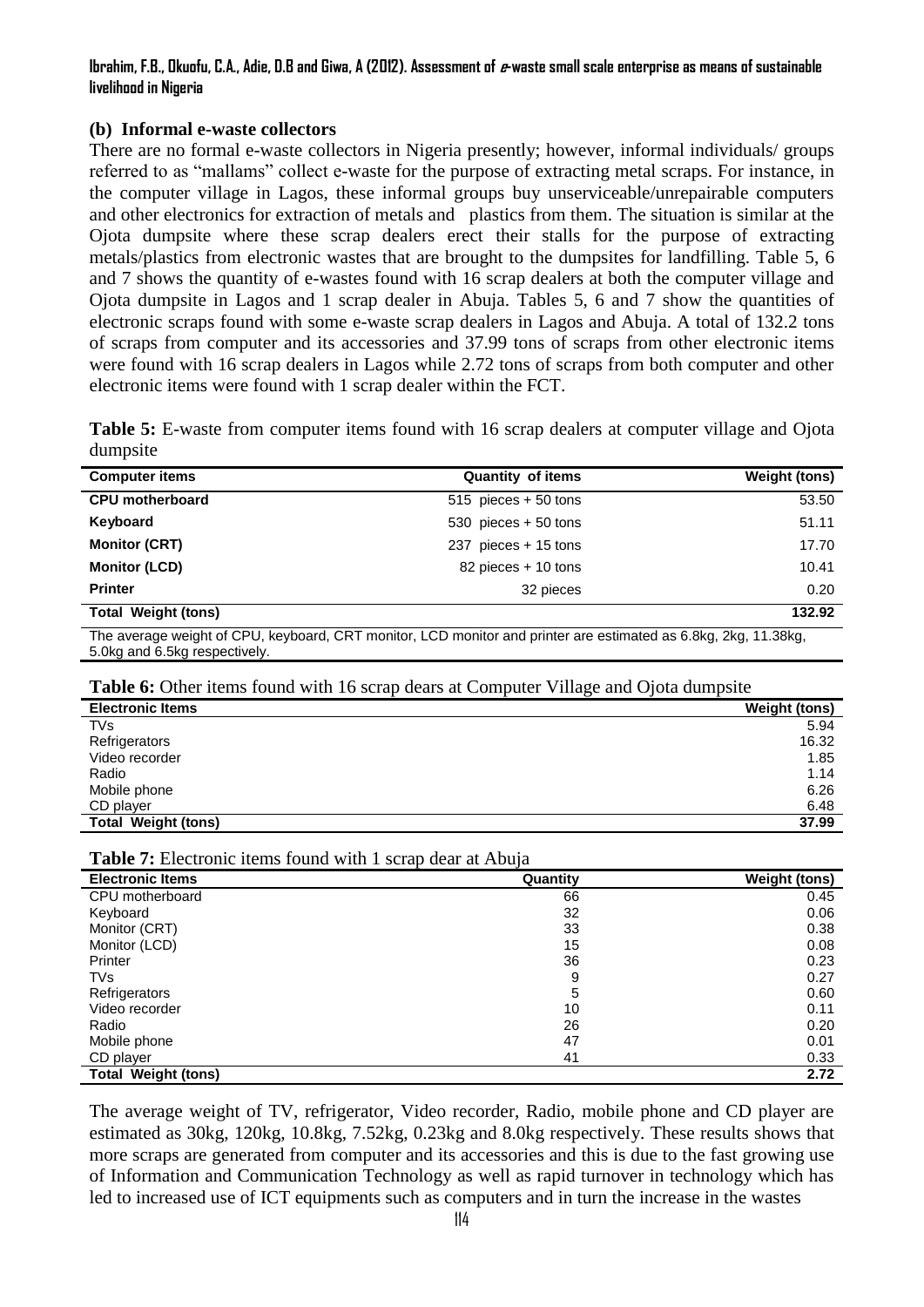### (b) Informal e-waste collectors

There are no formal e-waste collectors in Nigeria presently; however, informal individuals/ groups referred to as "mallams" collect e-waste for the purpose of extracting metal scraps. For instance, in the computer village in Lagos, these informal groups buy unserviceable/unrepairable computers and other electronics for extraction of metals and plastics from them. The situation is similar at the Ojota dumpsite where these scrap dealers erect their stalls for the purpose of extracting metals/plastics from electronic wastes that are brought to the dumpsites for landfilling. Table 5, 6 and 7 shows the quantity of e-wastes found with 16 scrap dealers at both the computer village and Ojota dumpsite in Lagos and 1 scrap dealer in Abuja. Tables 5, 6 and 7 show the quantities of electronic scraps found with some e-waste scrap dealers in Lagos and Abuja. A total of 132.2 tons of scraps from computer and its accessories and 37.99 tons of scraps from other electronic items were found with 16 scrap dealers in Lagos while 2.72 tons of scraps from both computer and other electronic items were found with 1 scrap dealer within the FCT.

**Table 5:** E-waste from computer items found with 16 scrap dealers at computer village and Ojota dumpsite

| Computer items | Quantity of items | Weight (tons) |
|---|---|---|
| **CPU motherboard** | 515 pieces + 50 tons | 53.50 |
| **Keyboard** | 530 pieces + 50 tons | 51.11 |
| **Monitor (CRT)** | 237 pieces + 15 tons | 17.70 |
| **Monitor (LCD)** | 82 pieces + 10 tons | 10.41 |
| **Printer** | 32 pieces | 0.20 |
| **Total Weight (tons)** | | **132.92** |

The average weight of CPU, keyboard, CRT monitor, LCD monitor and printer are estimated as 6.8kg, 2kg, 11.38kg, 5.0kg and 6.5kg respectively.

**Table 6:** Other items found with 16 scrap dears at Computer Village and Ojota dumpsite

| Electronic Items | Weight (tons) |
|---|---|
| TVs | 5.94 |
| Refrigerators | 16.32 |
| Video recorder | 1.85 |
| Radio | 1.14 |
| Mobile phone | 6.26 |
| CD player | 6.48 |
| **Total Weight (tons)** | **37.99** |

**Table 7:** Electronic items found with 1 scrap dear at Abuja

| Electronic Items | Quantity | Weight (tons) |
|---|---|---|
| CPU motherboard | 66 | 0.45 |
| Keyboard | 32 | 0.06 |
| Monitor (CRT) | 33 | 0.38 |
| Monitor (LCD) | 15 | 0.08 |
| Printer | 36 | 0.23 |
| TVs | 9 | 0.27 |
| Refrigerators | 5 | 0.60 |
| Video recorder | 10 | 0.11 |
| Radio | 26 | 0.20 |
| Mobile phone | 47 | 0.01 |
| CD player | 41 | 0.33 |
| **Total Weight (tons)** | | **2.72** |

The average weight of TV, refrigerator, Video recorder, Radio, mobile phone and CD player are estimated as 30kg, 120kg, 10.8kg, 7.52kg, 0.23kg and 8.0kg respectively. These results shows that more scraps are generated from computer and its accessories and this is due to the fast growing use of Information and Communication Technology as well as rapid turnover in technology which has led to increased use of ICT equipments such as computers and in turn the increase in the wastes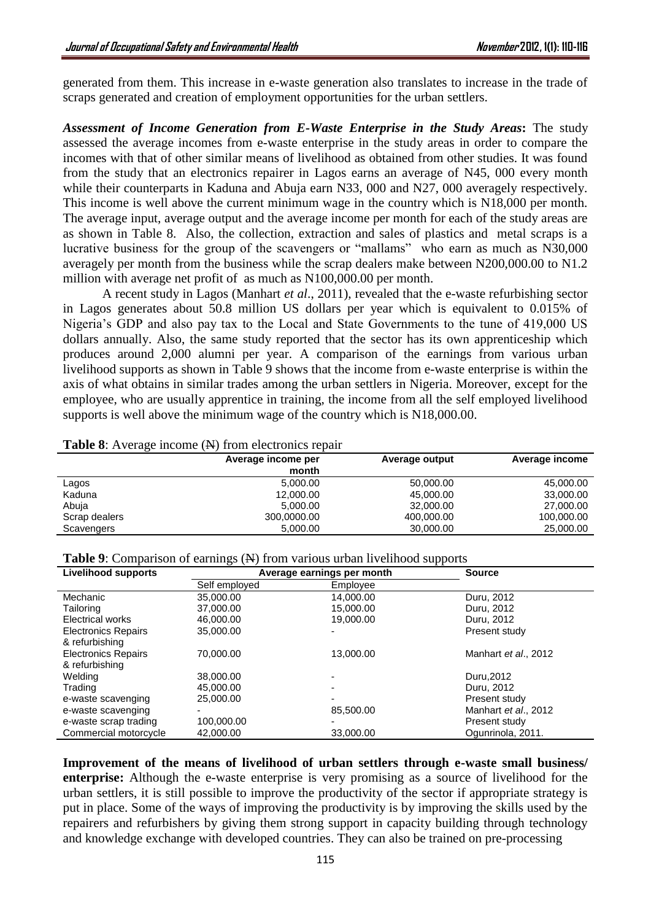generated from them. This increase in e-waste generation also translates to increase in the trade of scraps generated and creation of employment opportunities for the urban settlers.

***Assessment of Income Generation from E-Waste Enterprise in the Study Areas*:** The study assessed the average incomes from e-waste enterprise in the study areas in order to compare the incomes with that of other similar means of livelihood as obtained from other studies. It was found from the study that an electronics repairer in Lagos earns an average of N45, 000 every month while their counterparts in Kaduna and Abuja earn N33, 000 and N27, 000 averagely respectively. This income is well above the current minimum wage in the country which is N18,000 per month. The average input, average output and the average income per month for each of the study areas are as shown in Table 8. Also, the collection, extraction and sales of plastics and metal scraps is a lucrative business for the group of the scavengers or "mallams" who earn as much as N30,000 averagely per month from the business while the scrap dealers make between N200,000.00 to N1.2 million with average net profit of as much as N100,000.00 per month.

A recent study in Lagos (Manhart *et al*., 2011), revealed that the e-waste refurbishing sector in Lagos generates about 50.8 million US dollars per year which is equivalent to 0.015% of Nigeria's GDP and also pay tax to the Local and State Governments to the tune of 419,000 US dollars annually. Also, the same study reported that the sector has its own apprenticeship which produces around 2,000 alumni per year. A comparison of the earnings from various urban livelihood supports as shown in Table 9 shows that the income from e-waste enterprise is within the axis of what obtains in similar trades among the urban settlers in Nigeria. Moreover, except for the employee, who are usually apprentice in training, the income from all the self employed livelihood supports is well above the minimum wage of the country which is N18,000.00.

**Table 8**: Average income (₦) from electronics repair

| | Average income per month | Average output | Average income |
|---|---|---|---|
| Lagos | 5,000.00 | 50,000.00 | 45,000.00 |
| Kaduna | 12,000.00 | 45,000.00 | 33,000.00 |
| Abuja | 5,000.00 | 32,000.00 | 27,000.00 |
| Scrap dealers | 300,0000.00 | 400,000.00 | 100,000.00 |
| Scavengers | 5,000.00 | 30,000.00 | 25,000.00 |

**Table 9**: Comparison of earnings (₦) from various urban livelihood supports

| Livelihood supports | Average earnings per month | | Source |
|---|---|---|---|
| | Self employed | Employee | |
| Mechanic | 35,000.00 | 14,000.00 | Duru, 2012 |
| Tailoring | 37,000.00 | 15,000.00 | Duru, 2012 |
| Electrical works | 46,000.00 | 19,000.00 | Duru, 2012 |
| Electronics Repairs & refurbishing | 35,000.00 | - | Present study |
| Electronics Repairs & refurbishing | 70,000.00 | 13,000.00 | Manhart *et al*., 2012 |
| Welding | 38,000.00 | - | Duru,2012 |
| Trading | 45,000.00 | - | Duru, 2012 |
| e-waste scavenging | 25,000.00 | - | Present study |
| e-waste scavenging | - | 85,500.00 | Manhart *et al*., 2012 |
| e-waste scrap trading | 100,000.00 | - | Present study |
| Commercial motorcycle | 42,000.00 | 33,000.00 | Ogunrinola, 2011. |

**Improvement of the means of livelihood of urban settlers through e-waste small business/ enterprise:** Although the e-waste enterprise is very promising as a source of livelihood for the urban settlers, it is still possible to improve the productivity of the sector if appropriate strategy is put in place. Some of the ways of improving the productivity is by improving the skills used by the repairers and refurbishers by giving them strong support in capacity building through technology and knowledge exchange with developed countries. They can also be trained on pre-processing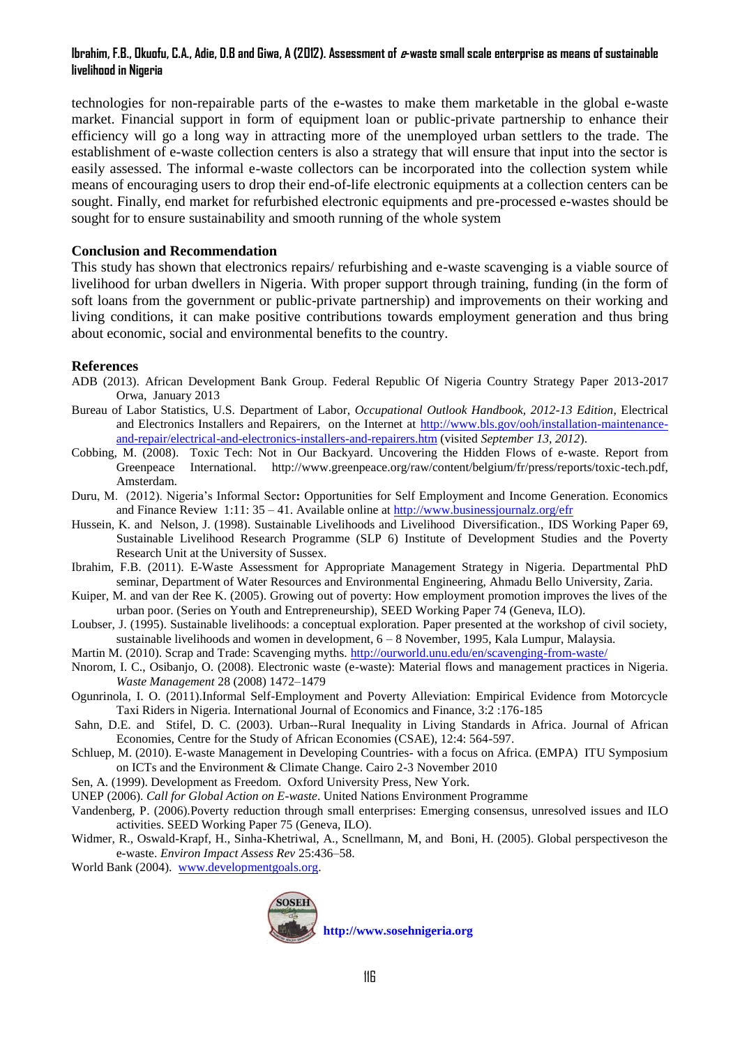technologies for non-repairable parts of the e-wastes to make them marketable in the global e-waste market. Financial support in form of equipment loan or public-private partnership to enhance their efficiency will go a long way in attracting more of the unemployed urban settlers to the trade. The establishment of e-waste collection centers is also a strategy that will ensure that input into the sector is easily assessed. The informal e-waste collectors can be incorporated into the collection system while means of encouraging users to drop their end-of-life electronic equipments at a collection centers can be sought. Finally, end market for refurbished electronic equipments and pre-processed e-wastes should be sought for to ensure sustainability and smooth running of the whole system

## Conclusion and Recommendation

This study has shown that electronics repairs/ refurbishing and e-waste scavenging is a viable source of livelihood for urban dwellers in Nigeria. With proper support through training, funding (in the form of soft loans from the government or public-private partnership) and improvements on their working and living conditions, it can make positive contributions towards employment generation and thus bring about economic, social and environmental benefits to the country.

## References

ADB (2013). African Development Bank Group. Federal Republic Of Nigeria Country Strategy Paper 2013-2017 Orwa, January 2013

Bureau of Labor Statistics, U.S. Department of Labor, *Occupational Outlook Handbook, 2012-13 Edition*, Electrical and Electronics Installers and Repairers, on the Internet at http://www.bls.gov/ooh/installation-maintenance-and-repair/electrical-and-electronics-installers-and-repairers.htm (visited *September 13, 2012*).

Cobbing, M. (2008). Toxic Tech: Not in Our Backyard. Uncovering the Hidden Flows of e-waste. Report from Greenpeace International. http://www.greenpeace.org/raw/content/belgium/fr/press/reports/toxic-tech.pdf, Amsterdam.

Duru, M. (2012). Nigeria's Informal Sector**:** Opportunities for Self Employment and Income Generation. Economics and Finance Review 1:11: 35 – 41. Available online at http://www.businessjournalz.org/efr

Hussein, K. and Nelson, J. (1998). Sustainable Livelihoods and Livelihood Diversification., IDS Working Paper 69, Sustainable Livelihood Research Programme (SLP 6) Institute of Development Studies and the Poverty Research Unit at the University of Sussex.

Ibrahim, F.B. (2011). E-Waste Assessment for Appropriate Management Strategy in Nigeria. Departmental PhD seminar, Department of Water Resources and Environmental Engineering, Ahmadu Bello University, Zaria.

Kuiper, M. and van der Ree K. (2005). Growing out of poverty: How employment promotion improves the lives of the urban poor. (Series on Youth and Entrepreneurship), SEED Working Paper 74 (Geneva, ILO).

Loubser, J. (1995). Sustainable livelihoods: a conceptual exploration. Paper presented at the workshop of civil society, sustainable livelihoods and women in development, 6 – 8 November, 1995, Kala Lumpur, Malaysia.

Martin M. (2010). Scrap and Trade: Scavenging myths. http://ourworld.unu.edu/en/scavenging-from-waste/

Nnorom, I. C., Osibanjo, O. (2008). Electronic waste (e-waste): Material flows and management practices in Nigeria. *Waste Management* 28 (2008) 1472–1479

Ogunrinola, I. O. (2011).Informal Self-Employment and Poverty Alleviation: Empirical Evidence from Motorcycle Taxi Riders in Nigeria. International Journal of Economics and Finance, 3:2 :176-185

Sahn, D.E. and Stifel, D. C. (2003). Urban--Rural Inequality in Living Standards in Africa. Journal of African Economies, Centre for the Study of African Economies (CSAE), 12:4: 564-597.

Schluep, M. (2010). E-waste Management in Developing Countries- with a focus on Africa. (EMPA) ITU Symposium on ICTs and the Environment & Climate Change. Cairo 2-3 November 2010

Sen, A. (1999). Development as Freedom. Oxford University Press, New York.

UNEP (2006). *Call for Global Action on E-waste*. United Nations Environment Programme

Vandenberg, P. (2006).Poverty reduction through small enterprises: Emerging consensus, unresolved issues and ILO activities. SEED Working Paper 75 (Geneva, ILO).

Widmer, R., Oswald-Krapf, H., Sinha-Khetriwal, A., Scnellmann, M, and Boni, H. (2005). Global perspectiveson the e-waste. *Environ Impact Assess Rev* 25:436–58.

World Bank (2004). www.developmentgoals.org.